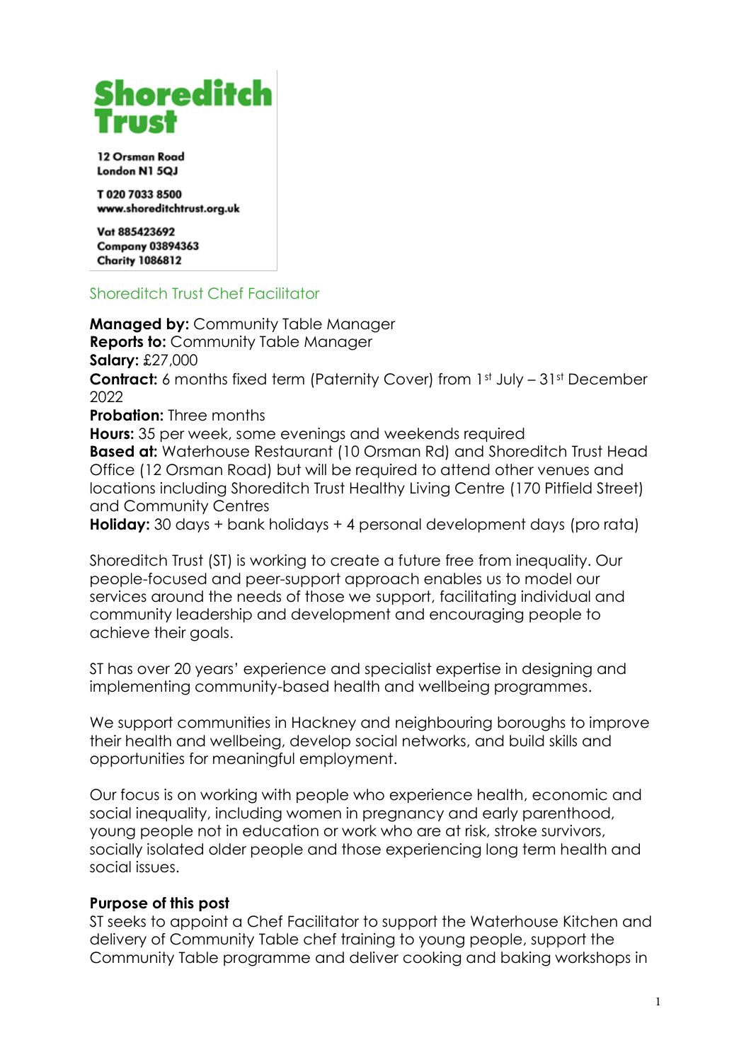# Shoreditch Trust

12 Orsman Road
London N1 5QJ

T 020 7033 8500
www.shoreditchtrust.org.uk

Vat 885423692
Company 03894363
Charity 1086812

## Shoreditch Trust Chef Facilitator

**Managed by:** Community Table Manager
**Reports to:** Community Table Manager
**Salary:** £27,000
**Contract:** 6 months fixed term (Paternity Cover) from 1st July – 31st December 2022
**Probation:** Three months
**Hours:** 35 per week, some evenings and weekends required
**Based at:** Waterhouse Restaurant (10 Orsman Rd) and Shoreditch Trust Head Office (12 Orsman Road) but will be required to attend other venues and locations including Shoreditch Trust Healthy Living Centre (170 Pitfield Street) and Community Centres
**Holiday:** 30 days + bank holidays + 4 personal development days (pro rata)

Shoreditch Trust (ST) is working to create a future free from inequality. Our people-focused and peer-support approach enables us to model our services around the needs of those we support, facilitating individual and community leadership and development and encouraging people to achieve their goals.

ST has over 20 years' experience and specialist expertise in designing and implementing community-based health and wellbeing programmes.

We support communities in Hackney and neighbouring boroughs to improve their health and wellbeing, develop social networks, and build skills and opportunities for meaningful employment.

Our focus is on working with people who experience health, economic and social inequality, including women in pregnancy and early parenthood, young people not in education or work who are at risk, stroke survivors, socially isolated older people and those experiencing long term health and social issues.

**Purpose of this post**

ST seeks to appoint a Chef Facilitator to support the Waterhouse Kitchen and delivery of Community Table chef training to young people, support the Community Table programme and deliver cooking and baking workshops in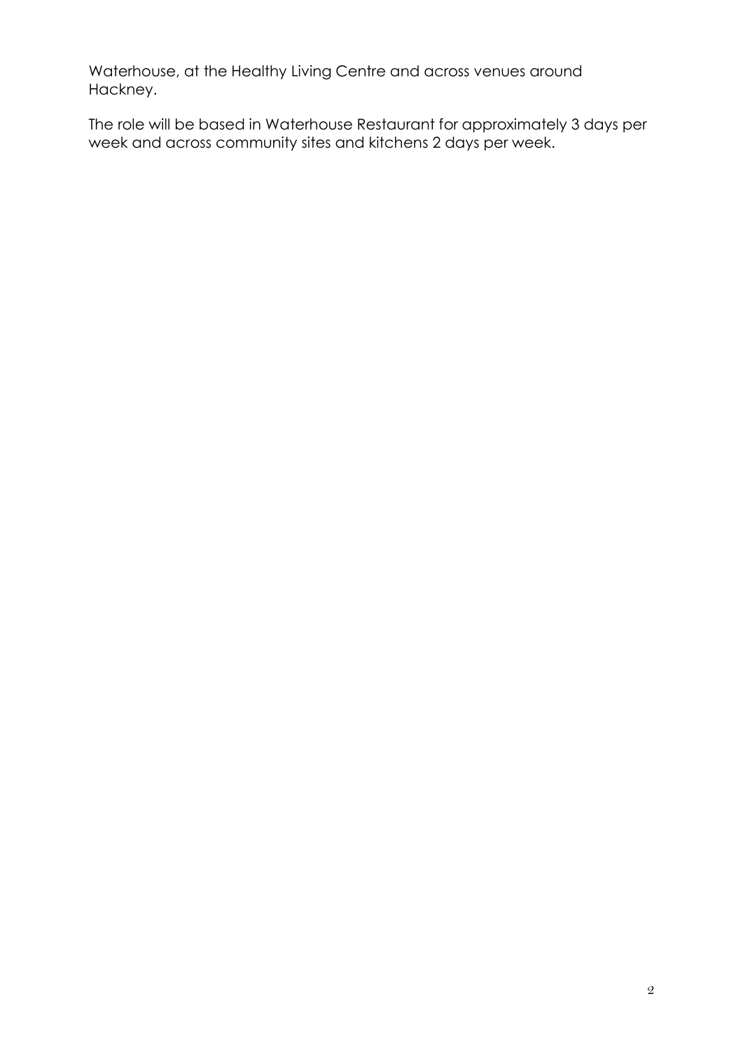Waterhouse, at the Healthy Living Centre and across venues around Hackney.

The role will be based in Waterhouse Restaurant for approximately 3 days per week and across community sites and kitchens 2 days per week.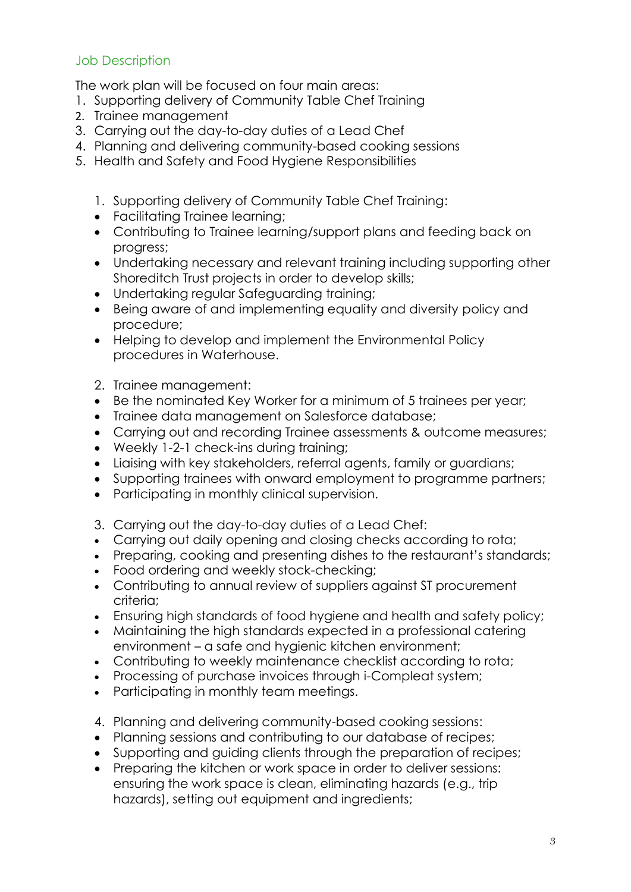## Job Description

The work plan will be focused on four main areas:

1. Supporting delivery of Community Table Chef Training
2. Trainee management
3. Carrying out the day-to-day duties of a Lead Chef
4. Planning and delivering community-based cooking sessions
5. Health and Safety and Food Hygiene Responsibilities

1. Supporting delivery of Community Table Chef Training:

- Facilitating Trainee learning;
- Contributing to Trainee learning/support plans and feeding back on progress;
- Undertaking necessary and relevant training including supporting other Shoreditch Trust projects in order to develop skills;
- Undertaking regular Safeguarding training;
- Being aware of and implementing equality and diversity policy and procedure;
- Helping to develop and implement the Environmental Policy procedures in Waterhouse.

2. Trainee management:

- Be the nominated Key Worker for a minimum of 5 trainees per year;
- Trainee data management on Salesforce database;
- Carrying out and recording Trainee assessments & outcome measures;
- Weekly 1-2-1 check-ins during training;
- Liaising with key stakeholders, referral agents, family or guardians;
- Supporting trainees with onward employment to programme partners;
- Participating in monthly clinical supervision.

3. Carrying out the day-to-day duties of a Lead Chef:

- Carrying out daily opening and closing checks according to rota;
- Preparing, cooking and presenting dishes to the restaurant's standards;
- Food ordering and weekly stock-checking;
- Contributing to annual review of suppliers against ST procurement criteria;
- Ensuring high standards of food hygiene and health and safety policy;
- Maintaining the high standards expected in a professional catering environment – a safe and hygienic kitchen environment;
- Contributing to weekly maintenance checklist according to rota;
- Processing of purchase invoices through i-Compleat system;
- Participating in monthly team meetings.

4. Planning and delivering community-based cooking sessions:

- Planning sessions and contributing to our database of recipes;
- Supporting and guiding clients through the preparation of recipes;
- Preparing the kitchen or work space in order to deliver sessions: ensuring the work space is clean, eliminating hazards (e.g., trip hazards), setting out equipment and ingredients;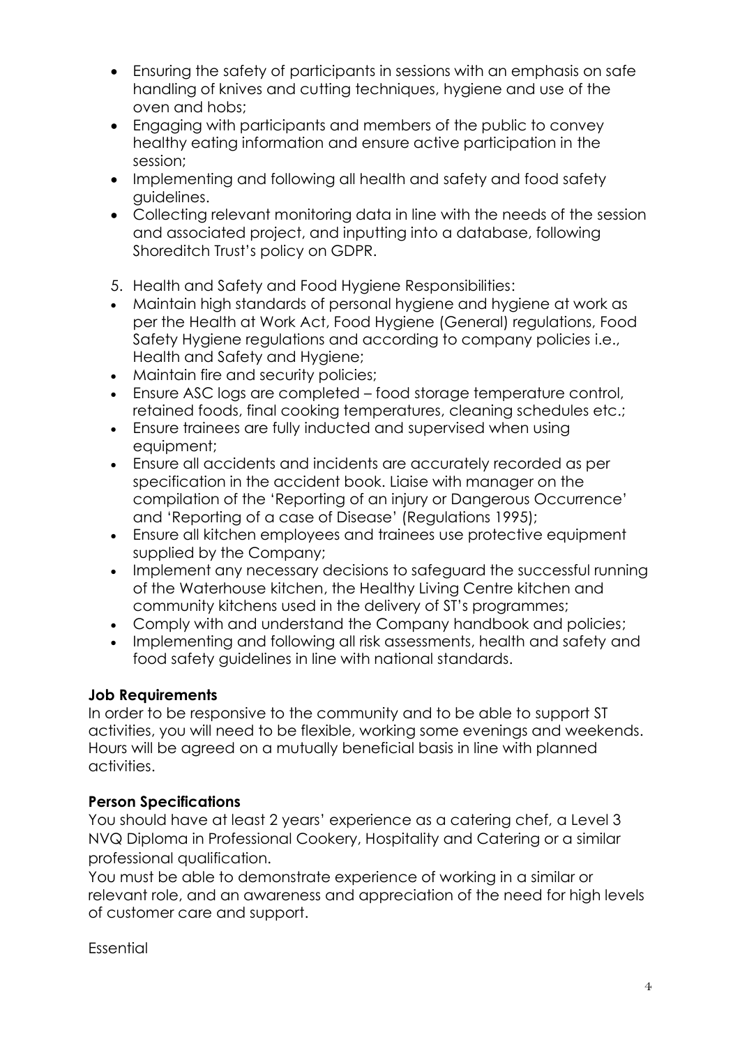- Ensuring the safety of participants in sessions with an emphasis on safe handling of knives and cutting techniques, hygiene and use of the oven and hobs;
- Engaging with participants and members of the public to convey healthy eating information and ensure active participation in the session;
- Implementing and following all health and safety and food safety guidelines.
- Collecting relevant monitoring data in line with the needs of the session and associated project, and inputting into a database, following Shoreditch Trust's policy on GDPR.

5. Health and Safety and Food Hygiene Responsibilities:

- Maintain high standards of personal hygiene and hygiene at work as per the Health at Work Act, Food Hygiene (General) regulations, Food Safety Hygiene regulations and according to company policies i.e., Health and Safety and Hygiene;
- Maintain fire and security policies;
- Ensure ASC logs are completed – food storage temperature control, retained foods, final cooking temperatures, cleaning schedules etc.;
- Ensure trainees are fully inducted and supervised when using equipment;
- Ensure all accidents and incidents are accurately recorded as per specification in the accident book. Liaise with manager on the compilation of the 'Reporting of an injury or Dangerous Occurrence' and 'Reporting of a case of Disease' (Regulations 1995);
- Ensure all kitchen employees and trainees use protective equipment supplied by the Company;
- Implement any necessary decisions to safeguard the successful running of the Waterhouse kitchen, the Healthy Living Centre kitchen and community kitchens used in the delivery of ST's programmes;
- Comply with and understand the Company handbook and policies;
- Implementing and following all risk assessments, health and safety and food safety guidelines in line with national standards.

**Job Requirements**

In order to be responsive to the community and to be able to support ST activities, you will need to be flexible, working some evenings and weekends. Hours will be agreed on a mutually beneficial basis in line with planned activities.

**Person Specifications**

You should have at least 2 years' experience as a catering chef, a Level 3 NVQ Diploma in Professional Cookery, Hospitality and Catering or a similar professional qualification.

You must be able to demonstrate experience of working in a similar or relevant role, and an awareness and appreciation of the need for high levels of customer care and support.

Essential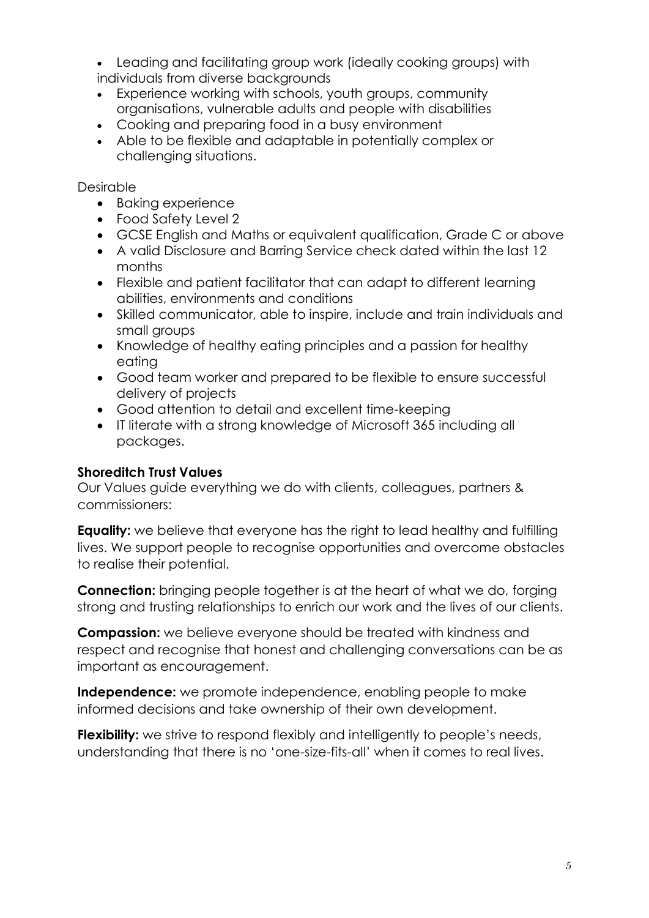- Leading and facilitating group work (ideally cooking groups) with individuals from diverse backgrounds
- Experience working with schools, youth groups, community organisations, vulnerable adults and people with disabilities
- Cooking and preparing food in a busy environment
- Able to be flexible and adaptable in potentially complex or challenging situations.

Desirable

- Baking experience
- Food Safety Level 2
- GCSE English and Maths or equivalent qualification, Grade C or above
- A valid Disclosure and Barring Service check dated within the last 12 months
- Flexible and patient facilitator that can adapt to different learning abilities, environments and conditions
- Skilled communicator, able to inspire, include and train individuals and small groups
- Knowledge of healthy eating principles and a passion for healthy eating
- Good team worker and prepared to be flexible to ensure successful delivery of projects
- Good attention to detail and excellent time-keeping
- IT literate with a strong knowledge of Microsoft 365 including all packages.

**Shoreditch Trust Values**

Our Values guide everything we do with clients, colleagues, partners & commissioners:

**Equality:** we believe that everyone has the right to lead healthy and fulfilling lives. We support people to recognise opportunities and overcome obstacles to realise their potential.

**Connection:** bringing people together is at the heart of what we do, forging strong and trusting relationships to enrich our work and the lives of our clients.

**Compassion:** we believe everyone should be treated with kindness and respect and recognise that honest and challenging conversations can be as important as encouragement.

**Independence:** we promote independence, enabling people to make informed decisions and take ownership of their own development.

**Flexibility:** we strive to respond flexibly and intelligently to people's needs, understanding that there is no 'one-size-fits-all' when it comes to real lives.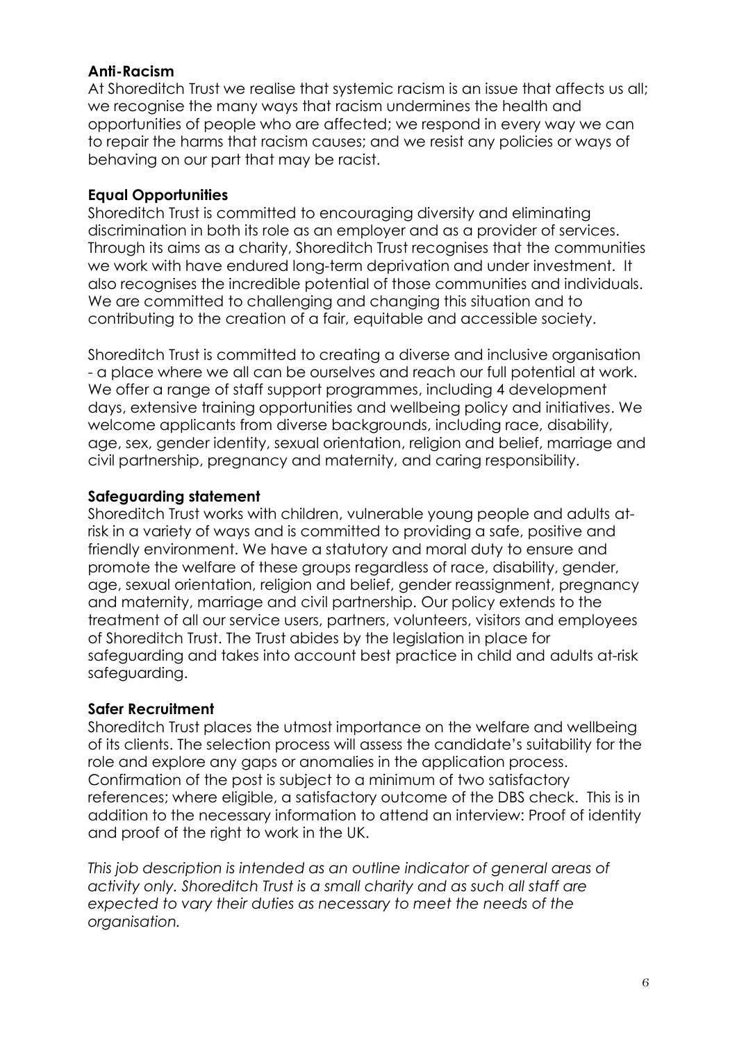**Anti-Racism**

At Shoreditch Trust we realise that systemic racism is an issue that affects us all; we recognise the many ways that racism undermines the health and opportunities of people who are affected; we respond in every way we can to repair the harms that racism causes; and we resist any policies or ways of behaving on our part that may be racist.

**Equal Opportunities**

Shoreditch Trust is committed to encouraging diversity and eliminating discrimination in both its role as an employer and as a provider of services. Through its aims as a charity, Shoreditch Trust recognises that the communities we work with have endured long-term deprivation and under investment. It also recognises the incredible potential of those communities and individuals. We are committed to challenging and changing this situation and to contributing to the creation of a fair, equitable and accessible society.

Shoreditch Trust is committed to creating a diverse and inclusive organisation - a place where we all can be ourselves and reach our full potential at work. We offer a range of staff support programmes, including 4 development days, extensive training opportunities and wellbeing policy and initiatives. We welcome applicants from diverse backgrounds, including race, disability, age, sex, gender identity, sexual orientation, religion and belief, marriage and civil partnership, pregnancy and maternity, and caring responsibility.

**Safeguarding statement**

Shoreditch Trust works with children, vulnerable young people and adults at-risk in a variety of ways and is committed to providing a safe, positive and friendly environment. We have a statutory and moral duty to ensure and promote the welfare of these groups regardless of race, disability, gender, age, sexual orientation, religion and belief, gender reassignment, pregnancy and maternity, marriage and civil partnership. Our policy extends to the treatment of all our service users, partners, volunteers, visitors and employees of Shoreditch Trust. The Trust abides by the legislation in place for safeguarding and takes into account best practice in child and adults at-risk safeguarding.

**Safer Recruitment**

Shoreditch Trust places the utmost importance on the welfare and wellbeing of its clients. The selection process will assess the candidate's suitability for the role and explore any gaps or anomalies in the application process. Confirmation of the post is subject to a minimum of two satisfactory references; where eligible, a satisfactory outcome of the DBS check. This is in addition to the necessary information to attend an interview: Proof of identity and proof of the right to work in the UK.

*This job description is intended as an outline indicator of general areas of activity only. Shoreditch Trust is a small charity and as such all staff are expected to vary their duties as necessary to meet the needs of the organisation.*